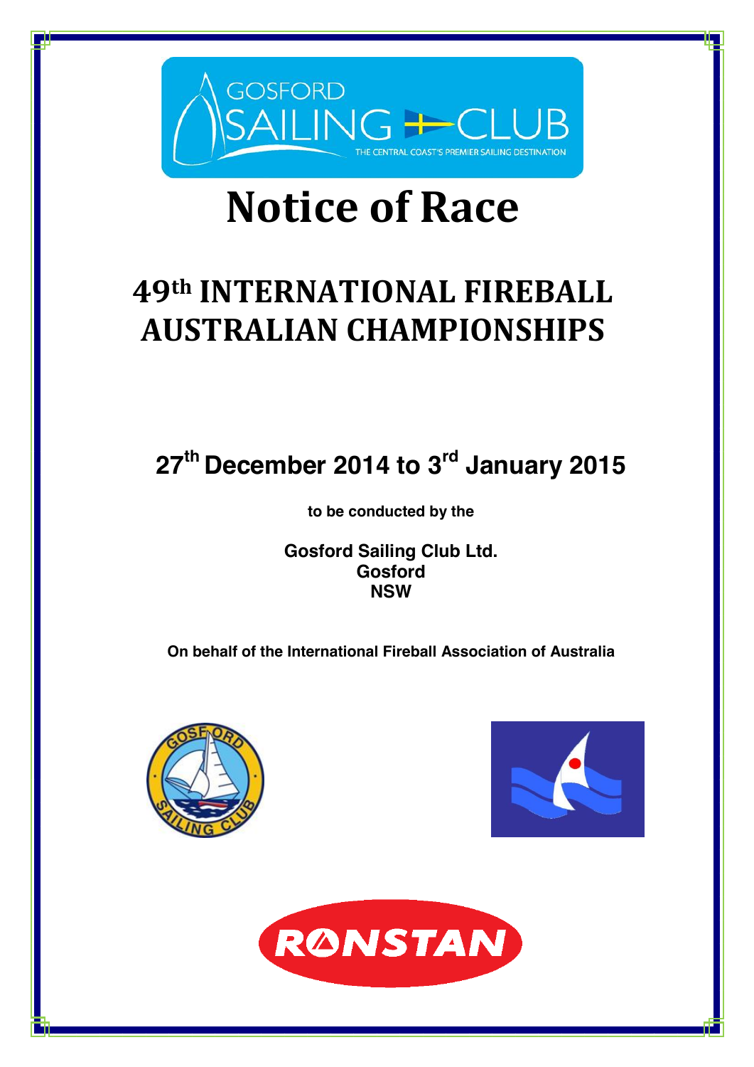# Notice of Race

## 49th INTERNATIONAL FIREBALL AUSTRALIAN CHAMPIONSHIPS

**27th December 2014 to 3rd January 2015**

**to be conducted by the**

**Gosford Sailing Club Ltd.**
**Gosford**
**NSW**

**On behalf of the International Fireball Association of Australia**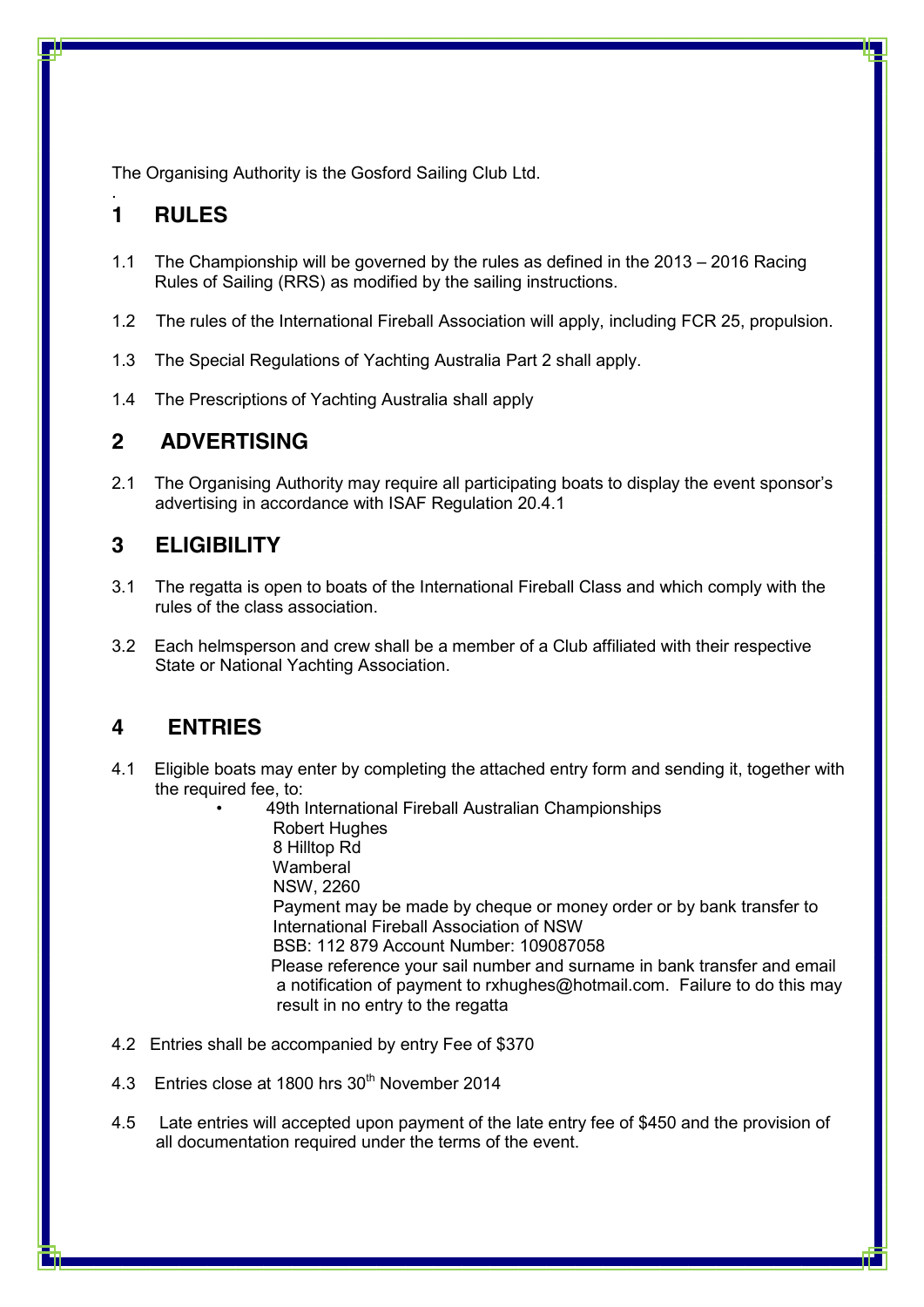The Organising Authority is the Gosford Sailing Club Ltd.

.

## 1 RULES

1.1 The Championship will be governed by the rules as defined in the 2013 – 2016 Racing Rules of Sailing (RRS) as modified by the sailing instructions.

1.2 The rules of the International Fireball Association will apply, including FCR 25, propulsion.

1.3 The Special Regulations of Yachting Australia Part 2 shall apply.

1.4 The Prescriptions of Yachting Australia shall apply

## 2 ADVERTISING

2.1 The Organising Authority may require all participating boats to display the event sponsor's advertising in accordance with ISAF Regulation 20.4.1

## 3 ELIGIBILITY

3.1 The regatta is open to boats of the International Fireball Class and which comply with the rules of the class association.

3.2 Each helmsperson and crew shall be a member of a Club affiliated with their respective State or National Yachting Association.

## 4 ENTRIES

4.1 Eligible boats may enter by completing the attached entry form and sending it, together with the required fee, to:

- 49th International Fireball Australian Championships
  Robert Hughes
  8 Hilltop Rd
  Wamberal
  NSW, 2260
  Payment may be made by cheque or money order or by bank transfer to International Fireball Association of NSW
  BSB: 112 879 Account Number: 109087058
  Please reference your sail number and surname in bank transfer and email a notification of payment to rxhughes@hotmail.com. Failure to do this may result in no entry to the regatta

4.2 Entries shall be accompanied by entry Fee of $370

4.3 Entries close at 1800 hrs 30th November 2014

4.5 Late entries will accepted upon payment of the late entry fee of $450 and the provision of all documentation required under the terms of the event.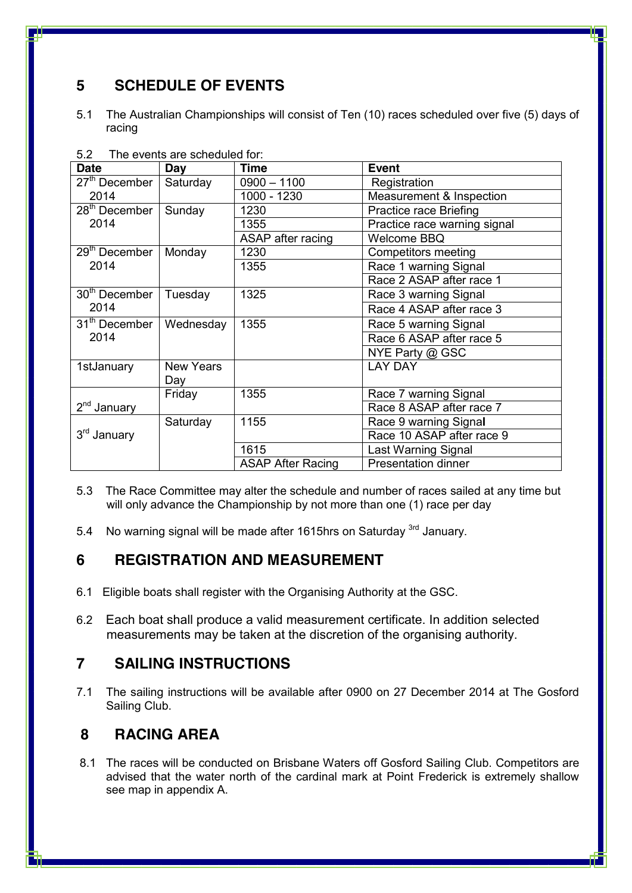## 5 SCHEDULE OF EVENTS

5.1 The Australian Championships will consist of Ten (10) races scheduled over five (5) days of racing

5.2 The events are scheduled for:

| Date | Day | Time | Event |
|---|---|---|---|
| 27th December 2014 | Saturday | 0900 – 1100 | Registration |
| | | 1000 - 1230 | Measurement & Inspection |
| 28th December 2014 | Sunday | 1230 | Practice race Briefing |
| | | 1355 | Practice race warning signal |
| | | ASAP after racing | Welcome BBQ |
| 29th December 2014 | Monday | 1230 | Competitors meeting |
| | | 1355 | Race 1 warning Signal |
| | | | Race 2 ASAP after race 1 |
| 30th December 2014 | Tuesday | 1325 | Race 3 warning Signal |
| | | | Race 4 ASAP after race 3 |
| 31st December 2014 | Wednesday | 1355 | Race 5 warning Signal |
| | | | Race 6 ASAP after race 5 |
| | | | NYE Party @ GSC |
| 1stJanuary | New Years Day | | LAY DAY |
| 2nd January | Friday | 1355 | Race 7 warning Signal |
| | | | Race 8 ASAP after race 7 |
| 3rd January | Saturday | 1155 | Race 9 warning Signal |
| | | | Race 10 ASAP after race 9 |
| | | 1615 | Last Warning Signal |
| | | ASAP After Racing | Presentation dinner |

5.3 The Race Committee may alter the schedule and number of races sailed at any time but will only advance the Championship by not more than one (1) race per day

5.4 No warning signal will be made after 1615hrs on Saturday 3rd January.

## 6 REGISTRATION AND MEASUREMENT

6.1 Eligible boats shall register with the Organising Authority at the GSC.

6.2 Each boat shall produce a valid measurement certificate. In addition selected measurements may be taken at the discretion of the organising authority.

## 7 SAILING INSTRUCTIONS

7.1 The sailing instructions will be available after 0900 on 27 December 2014 at The Gosford Sailing Club.

## 8 RACING AREA

8.1 The races will be conducted on Brisbane Waters off Gosford Sailing Club. Competitors are advised that the water north of the cardinal mark at Point Frederick is extremely shallow see map in appendix A.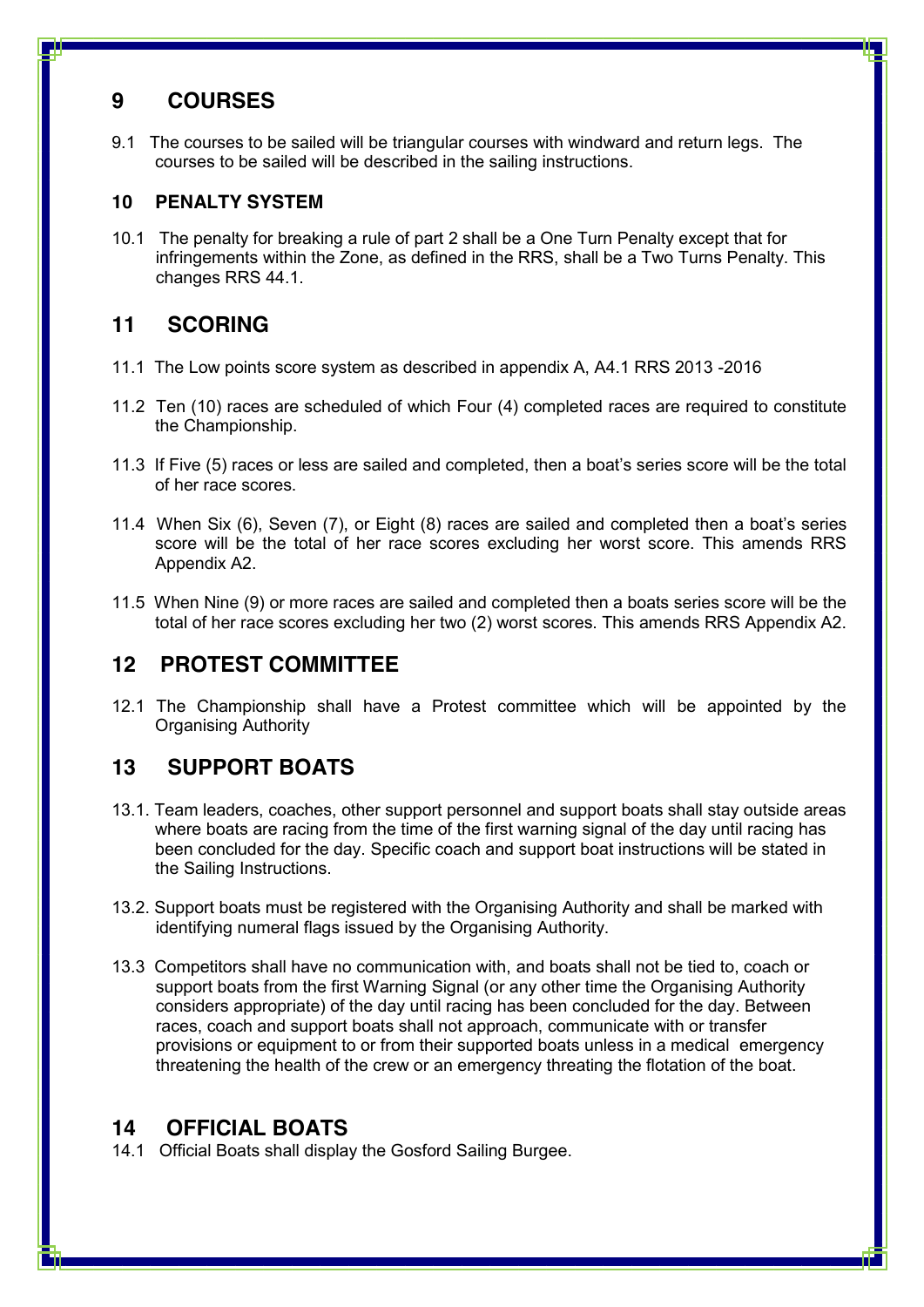## 9 COURSES

9.1 The courses to be sailed will be triangular courses with windward and return legs. The courses to be sailed will be described in the sailing instructions.

### 10 PENALTY SYSTEM

10.1 The penalty for breaking a rule of part 2 shall be a One Turn Penalty except that for infringements within the Zone, as defined in the RRS, shall be a Two Turns Penalty. This changes RRS 44.1.

## 11 SCORING

11.1 The Low points score system as described in appendix A, A4.1 RRS 2013 -2016

11.2 Ten (10) races are scheduled of which Four (4) completed races are required to constitute the Championship.

11.3 If Five (5) races or less are sailed and completed, then a boat's series score will be the total of her race scores.

11.4 When Six (6), Seven (7), or Eight (8) races are sailed and completed then a boat's series score will be the total of her race scores excluding her worst score. This amends RRS Appendix A2.

11.5 When Nine (9) or more races are sailed and completed then a boats series score will be the total of her race scores excluding her two (2) worst scores. This amends RRS Appendix A2.

## 12 PROTEST COMMITTEE

12.1 The Championship shall have a Protest committee which will be appointed by the Organising Authority

## 13 SUPPORT BOATS

13.1. Team leaders, coaches, other support personnel and support boats shall stay outside areas where boats are racing from the time of the first warning signal of the day until racing has been concluded for the day. Specific coach and support boat instructions will be stated in the Sailing Instructions.

13.2. Support boats must be registered with the Organising Authority and shall be marked with identifying numeral flags issued by the Organising Authority.

13.3 Competitors shall have no communication with, and boats shall not be tied to, coach or support boats from the first Warning Signal (or any other time the Organising Authority considers appropriate) of the day until racing has been concluded for the day. Between races, coach and support boats shall not approach, communicate with or transfer provisions or equipment to or from their supported boats unless in a medical emergency threatening the health of the crew or an emergency threating the flotation of the boat.

## 14 OFFICIAL BOATS

14.1 Official Boats shall display the Gosford Sailing Burgee.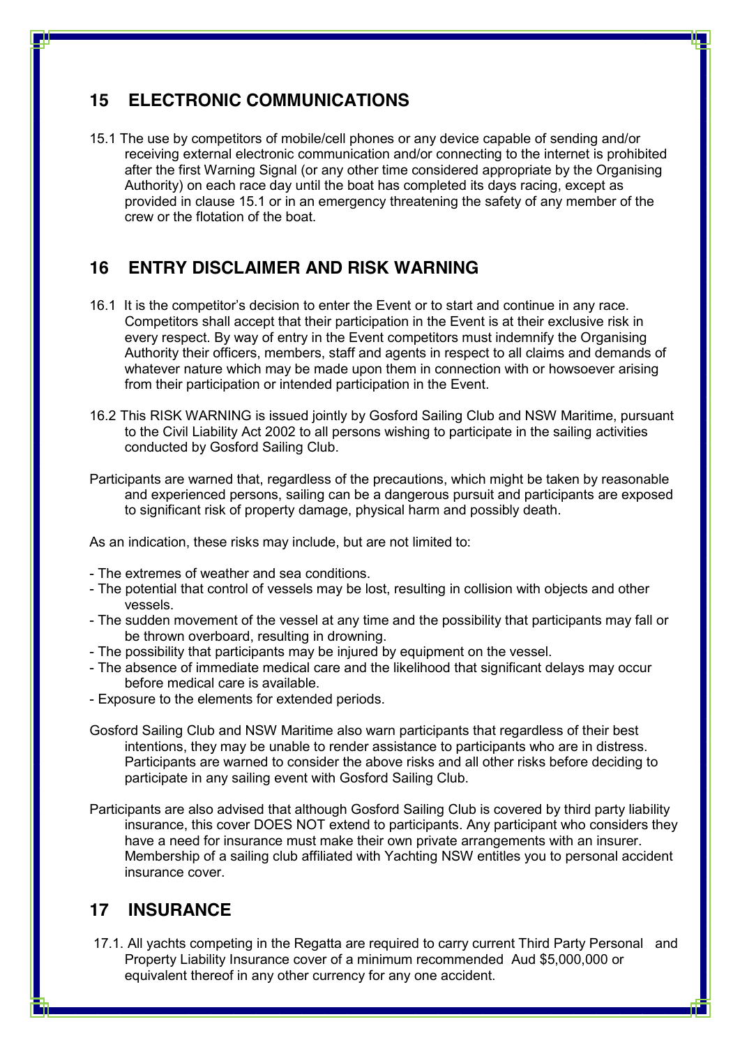## 15 ELECTRONIC COMMUNICATIONS

15.1 The use by competitors of mobile/cell phones or any device capable of sending and/or receiving external electronic communication and/or connecting to the internet is prohibited after the first Warning Signal (or any other time considered appropriate by the Organising Authority) on each race day until the boat has completed its days racing, except as provided in clause 15.1 or in an emergency threatening the safety of any member of the crew or the flotation of the boat.

## 16 ENTRY DISCLAIMER AND RISK WARNING

16.1 It is the competitor's decision to enter the Event or to start and continue in any race. Competitors shall accept that their participation in the Event is at their exclusive risk in every respect. By way of entry in the Event competitors must indemnify the Organising Authority their officers, members, staff and agents in respect to all claims and demands of whatever nature which may be made upon them in connection with or howsoever arising from their participation or intended participation in the Event.

16.2 This RISK WARNING is issued jointly by Gosford Sailing Club and NSW Maritime, pursuant to the Civil Liability Act 2002 to all persons wishing to participate in the sailing activities conducted by Gosford Sailing Club.

Participants are warned that, regardless of the precautions, which might be taken by reasonable and experienced persons, sailing can be a dangerous pursuit and participants are exposed to significant risk of property damage, physical harm and possibly death.

As an indication, these risks may include, but are not limited to:

- The extremes of weather and sea conditions.
- The potential that control of vessels may be lost, resulting in collision with objects and other vessels.
- The sudden movement of the vessel at any time and the possibility that participants may fall or be thrown overboard, resulting in drowning.
- The possibility that participants may be injured by equipment on the vessel.
- The absence of immediate medical care and the likelihood that significant delays may occur before medical care is available.
- Exposure to the elements for extended periods.

Gosford Sailing Club and NSW Maritime also warn participants that regardless of their best intentions, they may be unable to render assistance to participants who are in distress. Participants are warned to consider the above risks and all other risks before deciding to participate in any sailing event with Gosford Sailing Club.

Participants are also advised that although Gosford Sailing Club is covered by third party liability insurance, this cover DOES NOT extend to participants. Any participant who considers they have a need for insurance must make their own private arrangements with an insurer. Membership of a sailing club affiliated with Yachting NSW entitles you to personal accident insurance cover.

## 17 INSURANCE

17.1. All yachts competing in the Regatta are required to carry current Third Party Personal and Property Liability Insurance cover of a minimum recommended Aud $5,000,000 or equivalent thereof in any other currency for any one accident.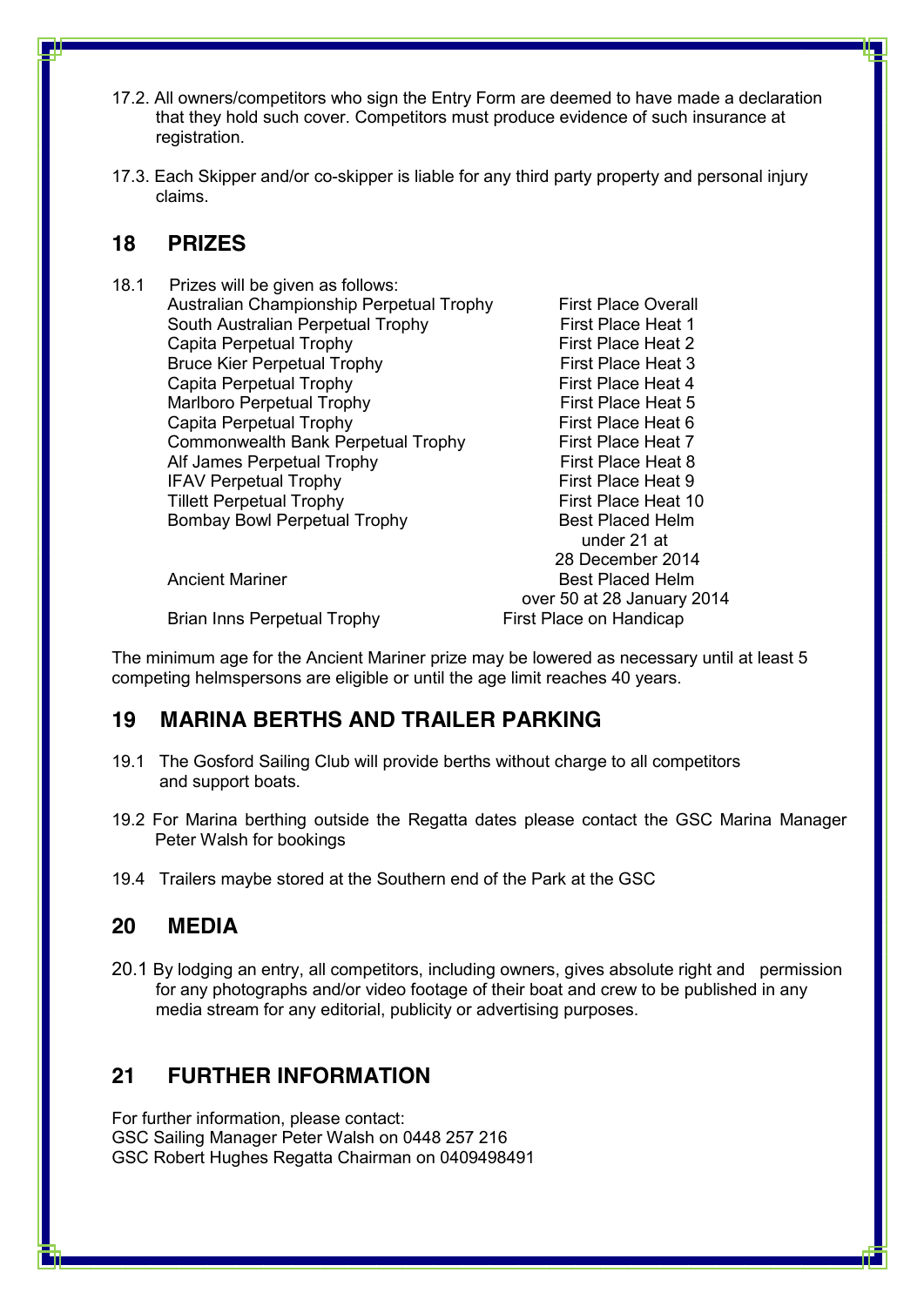17.2. All owners/competitors who sign the Entry Form are deemed to have made a declaration that they hold such cover. Competitors must produce evidence of such insurance at registration.

17.3. Each Skipper and/or co-skipper is liable for any third party property and personal injury claims.

## 18 PRIZES

18.1 Prizes will be given as follows:

| Trophy | Awarded for |
|---|---|
| Australian Championship Perpetual Trophy | First Place Overall |
| South Australian Perpetual Trophy | First Place Heat 1 |
| Capita Perpetual Trophy | First Place Heat 2 |
| Bruce Kier Perpetual Trophy | First Place Heat 3 |
| Capita Perpetual Trophy | First Place Heat 4 |
| Marlboro Perpetual Trophy | First Place Heat 5 |
| Capita Perpetual Trophy | First Place Heat 6 |
| Commonwealth Bank Perpetual Trophy | First Place Heat 7 |
| Alf James Perpetual Trophy | First Place Heat 8 |
| IFAV Perpetual Trophy | First Place Heat 9 |
| Tillett Perpetual Trophy | First Place Heat 10 |
| Bombay Bowl Perpetual Trophy | Best Placed Helm under 21 at 28 December 2014 |
| Ancient Mariner | Best Placed Helm over 50 at 28 January 2014 |
| Brian Inns Perpetual Trophy | First Place on Handicap |

The minimum age for the Ancient Mariner prize may be lowered as necessary until at least 5 competing helmspersons are eligible or until the age limit reaches 40 years.

## 19 MARINA BERTHS AND TRAILER PARKING

19.1 The Gosford Sailing Club will provide berths without charge to all competitors and support boats.

19.2 For Marina berthing outside the Regatta dates please contact the GSC Marina Manager Peter Walsh for bookings

19.4 Trailers maybe stored at the Southern end of the Park at the GSC

## 20 MEDIA

20.1 By lodging an entry, all competitors, including owners, gives absolute right and permission for any photographs and/or video footage of their boat and crew to be published in any media stream for any editorial, publicity or advertising purposes.

## 21 FURTHER INFORMATION

For further information, please contact:
GSC Sailing Manager Peter Walsh on 0448 257 216
GSC Robert Hughes Regatta Chairman on 0409498491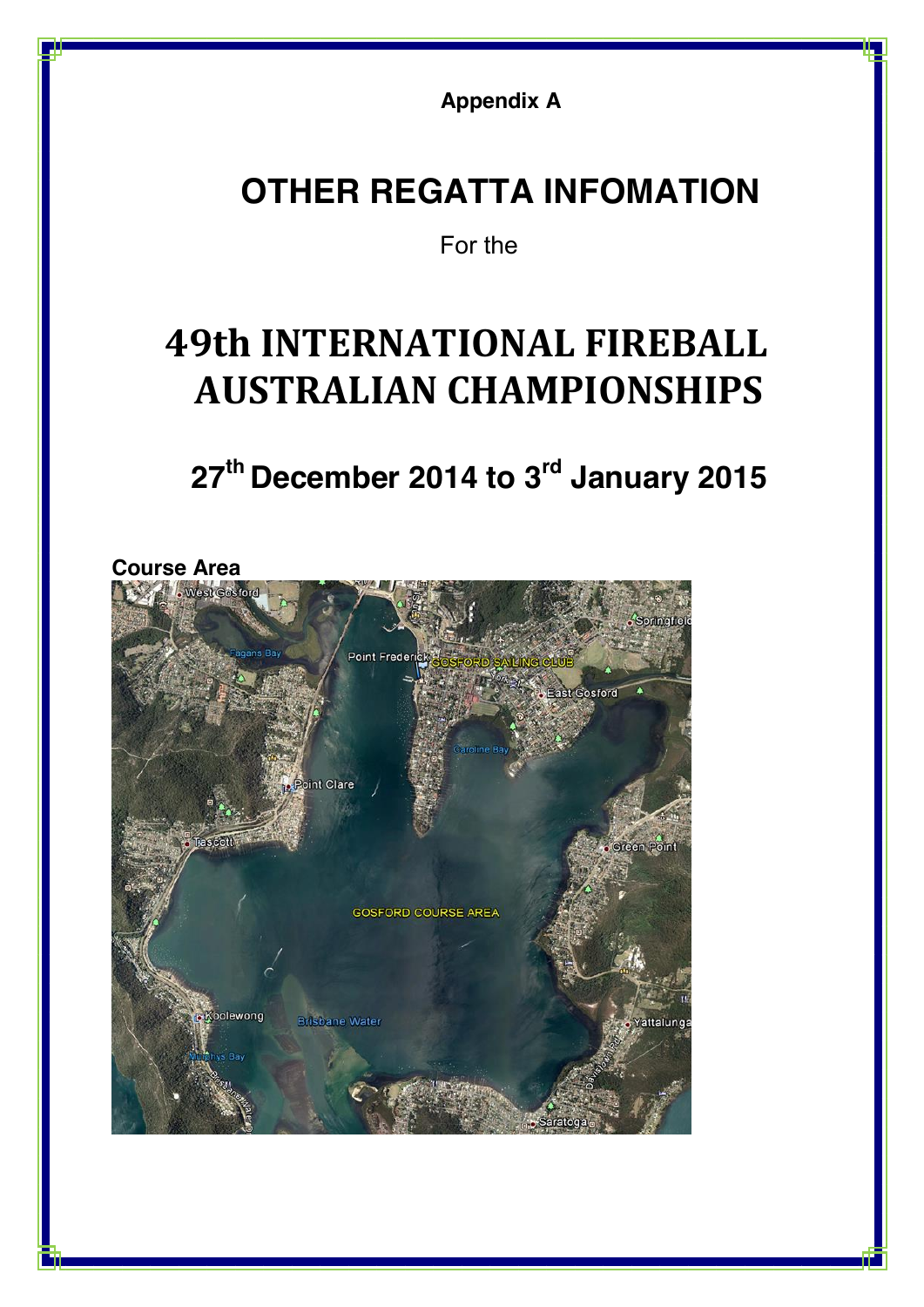**Appendix A**

# OTHER REGATTA INFOMATION

For the

# 49th INTERNATIONAL FIREBALL AUSTRALIAN CHAMPIONSHIPS

## 27th December 2014 to 3rd January 2015

**Course Area**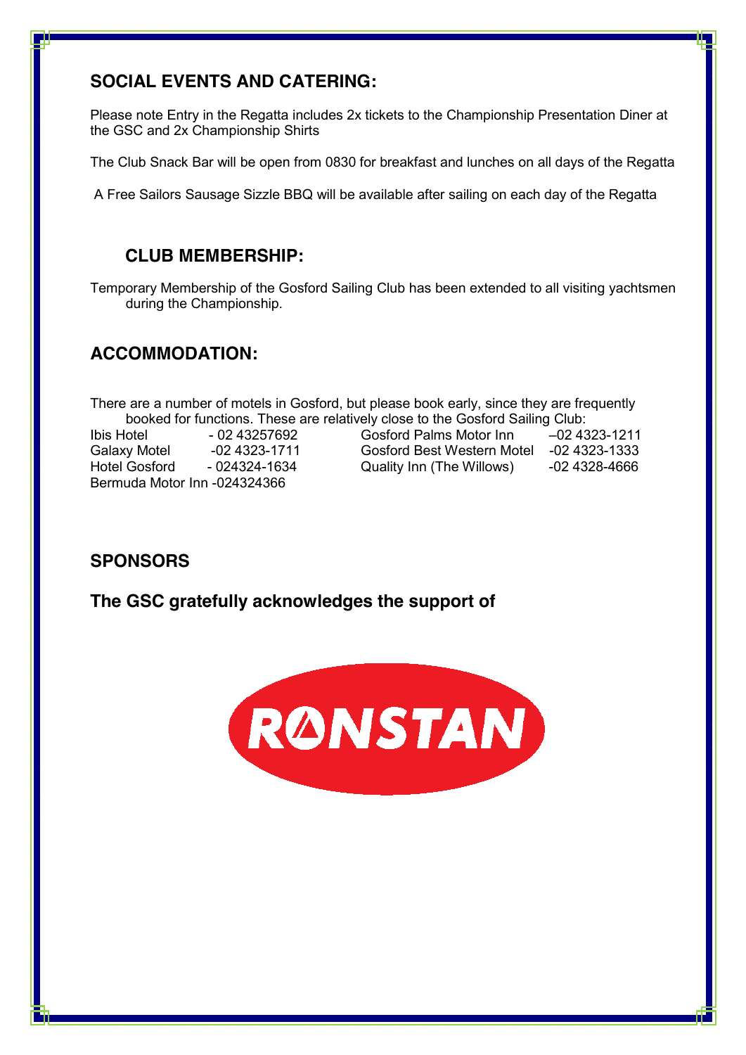## SOCIAL EVENTS AND CATERING:

Please note Entry in the Regatta includes 2x tickets to the Championship Presentation Diner at the GSC and 2x Championship Shirts

The Club Snack Bar will be open from 0830 for breakfast and lunches on all days of the Regatta

A Free Sailors Sausage Sizzle BBQ will be available after sailing on each day of the Regatta

## CLUB MEMBERSHIP:

Temporary Membership of the Gosford Sailing Club has been extended to all visiting yachtsmen during the Championship.

## ACCOMMODATION:

There are a number of motels in Gosford, but please book early, since they are frequently booked for functions. These are relatively close to the Gosford Sailing Club:

| | | | |
|---|---|---|---|
| Ibis Hotel | - 02 43257692 | Gosford Palms Motor Inn | –02 4323-1211 |
| Galaxy Motel | -02 4323-1711 | Gosford Best Western Motel | -02 4323-1333 |
| Hotel Gosford | - 024324-1634 | Quality Inn (The Willows) | -02 4328-4666 |
| Bermuda Motor Inn | -024324366 | | |

## SPONSORS

**The GSC gratefully acknowledges the support of**

RONSTAN